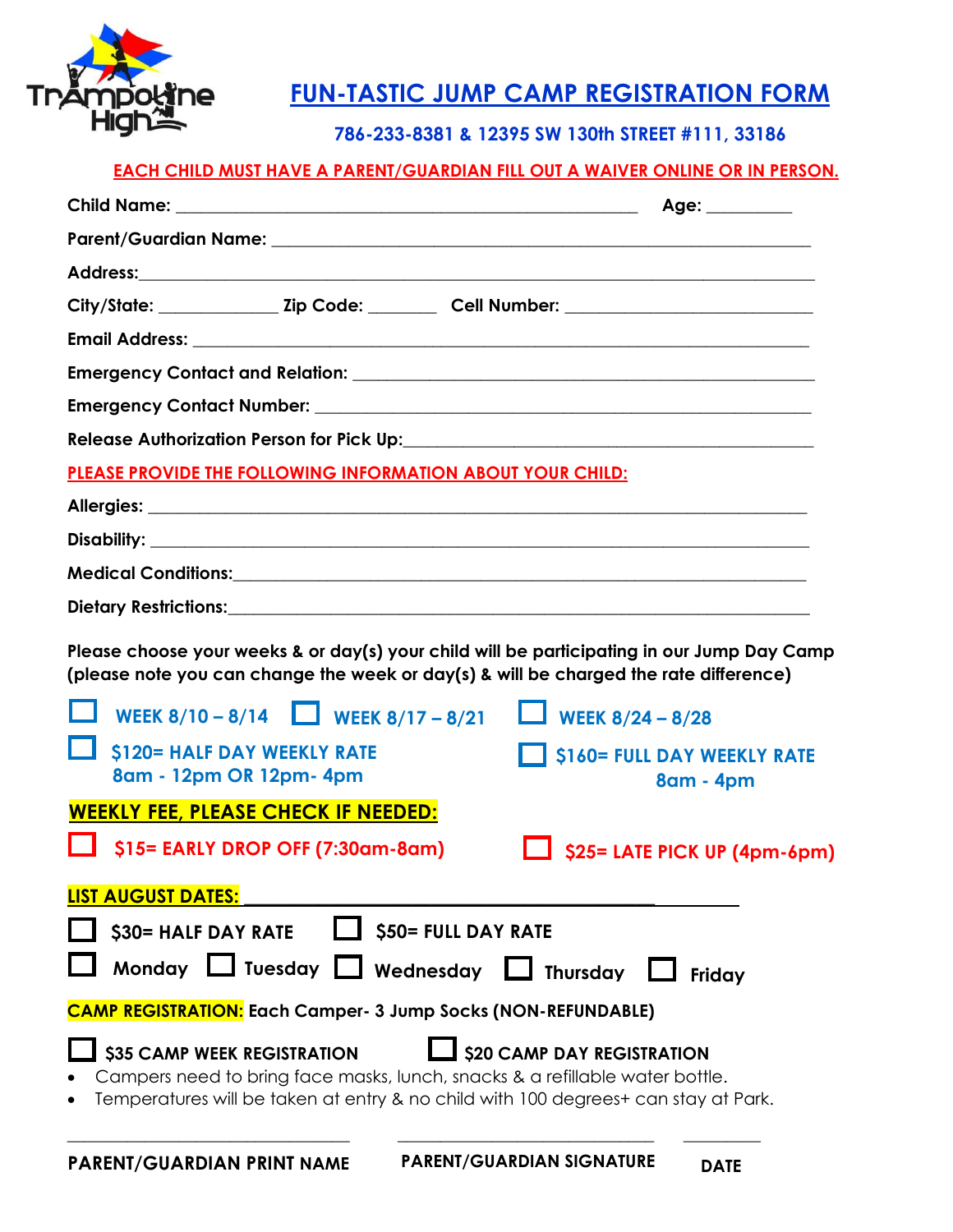Trampoline High

# FUN-TASTIC JUMP CAMP REGISTRATION FORM

**786-233-8381 & 12395 SW 130th STREET #111, 33186**

**EACH CHILD MUST HAVE A PARENT/GUARDIAN FILL OUT A WAIVER ONLINE OR IN PERSON.**

**Child Name:** ______________________________ **Age:** _________

**Parent/Guardian Name:** ______________________________

**Address:** ______________________________

**City/State:** _____________ **Zip Code:** _______ **Cell Number:** ____________________

**Email Address:** ______________________________

**Emergency Contact and Relation:** ______________________________

**Emergency Contact Number:** ______________________________

**Release Authorization Person for Pick Up:** ______________________________

**PLEASE PROVIDE THE FOLLOWING INFORMATION ABOUT YOUR CHILD:**

**Allergies:** ______________________________

**Disability:** ______________________________

**Medical Conditions:** ______________________________

**Dietary Restrictions:** ______________________________

**Please choose your weeks & or day(s) your child will be participating in our Jump Day Camp (please note you can change the week or day(s) & will be charged the rate difference)**

☐ **WEEK 8/10 – 8/14** ☐ **WEEK 8/17 – 8/21** ☐ **WEEK 8/24 – 8/28**

☐ **$120= HALF DAY WEEKLY RATE 8am - 12pm OR 12pm- 4pm** ☐ **$160= FULL DAY WEEKLY RATE 8am - 4pm**

**WEEKLY FEE, PLEASE CHECK IF NEEDED:**

☐ **$15= EARLY DROP OFF (7:30am-8am)** ☐ **$25= LATE PICK UP (4pm-6pm)**

**LIST AUGUST DATES:** ______________________________

☐ **$30= HALF DAY RATE** ☐ **$50= FULL DAY RATE**

☐ **Monday** ☐ **Tuesday** ☐ **Wednesday** ☐ **Thursday** ☐ **Friday**

**CAMP REGISTRATION:** **Each Camper- 3 Jump Socks (NON-REFUNDABLE)**

☐ **$35 CAMP WEEK REGISTRATION** ☐ **$20 CAMP DAY REGISTRATION**

- Campers need to bring face masks, lunch, snacks & a refillable water bottle.
- Temperatures will be taken at entry & no child with 100 degrees+ can stay at Park.

______________________ ______________________ _________

**PARENT/GUARDIAN PRINT NAME** **PARENT/GUARDIAN SIGNATURE** **DATE**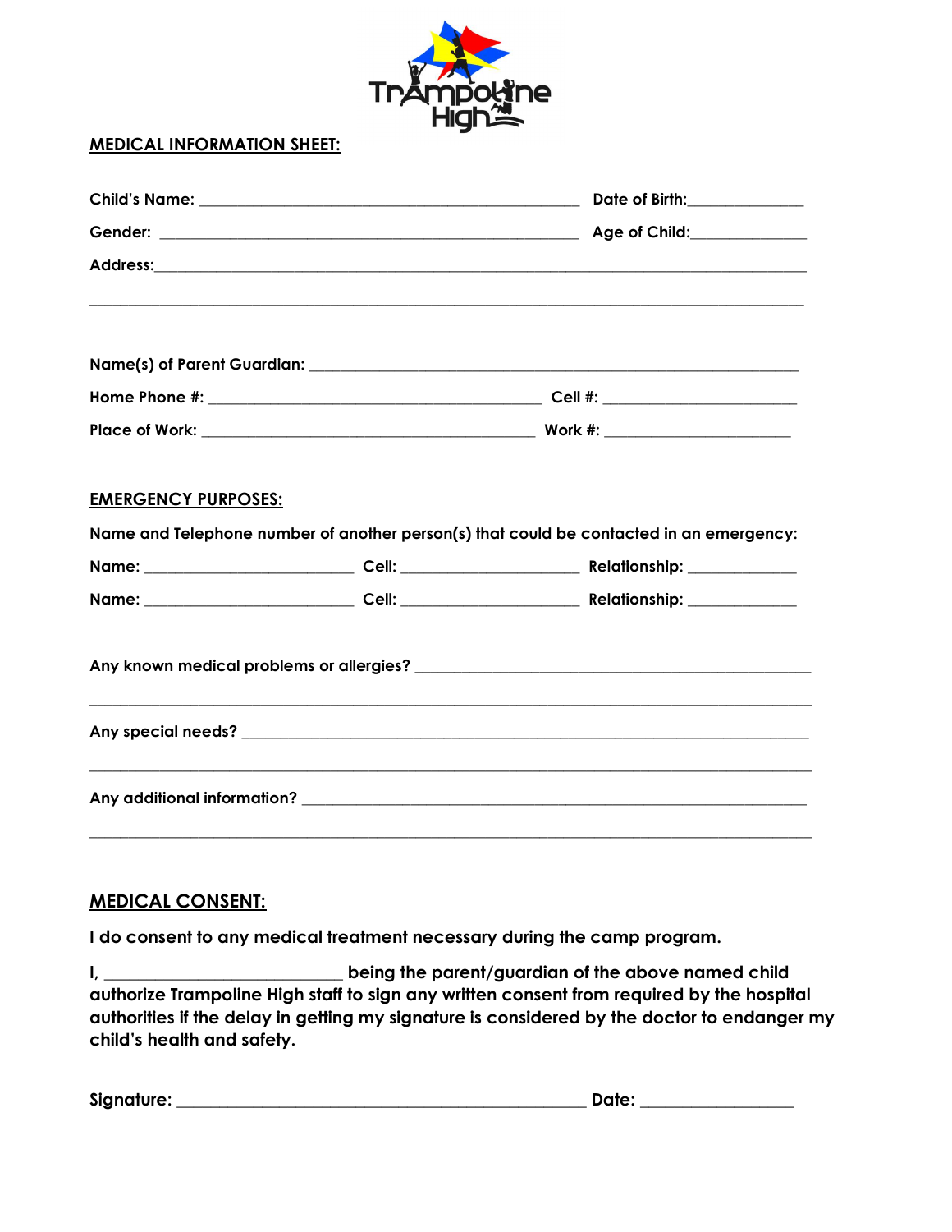Trampoline High

**MEDICAL INFORMATION SHEET:**

**Child's Name:** ______________________________________________ **Date of Birth:**______________

**Gender:** ____________________________________________________ **Age of Child:**______________

**Address:**__________________________________________________________________________

______________________________________________________________________________________

**Name(s) of Parent Guardian:** ___________________________________________________________

**Home Phone #:** ________________________________________ **Cell #:** _______________________

**Place of Work:** ________________________________________ **Work #:** ______________________

**EMERGENCY PURPOSES:**

**Name and Telephone number of another person(s) that could be contacted in an emergency:**

**Name:** __________________________ **Cell:** ______________________ **Relationship:** _____________

**Name:** __________________________ **Cell:** ______________________ **Relationship:** _____________

**Any known medical problems or allergies?** ______________________________________________

______________________________________________________________________________________

**Any special needs?** __________________________________________________________________

______________________________________________________________________________________

**Any additional information?** _________________________________________________________

______________________________________________________________________________________

**MEDICAL CONSENT:**

**I do consent to any medical treatment necessary during the camp program.**

**I, ____________________________ being the parent/guardian of the above named child authorize Trampoline High staff to sign any written consent from required by the hospital authorities if the delay in getting my signature is considered by the doctor to endanger my child's health and safety.**

**Signature:** ________________________________________________ **Date:** _________________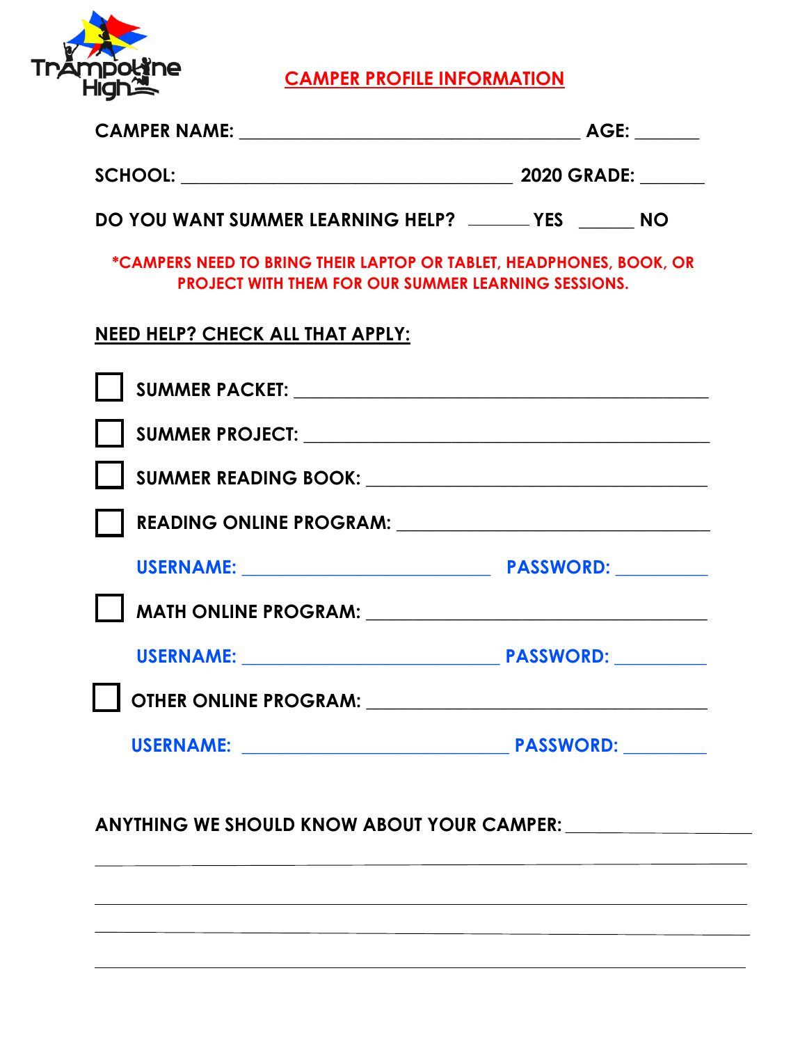# CAMPER PROFILE INFORMATION

**CAMPER NAME:** ________________________________ **AGE:** ______

**SCHOOL:** ________________________________ **2020 GRADE:** ______

**DO YOU WANT SUMMER LEARNING HELP?** ______ **YES** ______ **NO**

***CAMPERS NEED TO BRING THEIR LAPTOP OR TABLET, HEADPHONES, BOOK, OR PROJECT WITH THEM FOR OUR SUMMER LEARNING SESSIONS.**

**NEED HELP? CHECK ALL THAT APPLY:**

- [ ] **SUMMER PACKET:** ________________________________
- [ ] **SUMMER PROJECT:** ________________________________
- [ ] **SUMMER READING BOOK:** ________________________________
- [ ] **READING ONLINE PROGRAM:** ________________________________

  **USERNAME:** ________________________ **PASSWORD:** __________
- [ ] **MATH ONLINE PROGRAM:** ________________________________

  **USERNAME:** ________________________ **PASSWORD:** __________
- [ ] **OTHER ONLINE PROGRAM:** ________________________________

  **USERNAME:** ________________________ **PASSWORD:** __________

**ANYTHING WE SHOULD KNOW ABOUT YOUR CAMPER:** ____________________

________________________________________________________________

________________________________________________________________

________________________________________________________________

________________________________________________________________